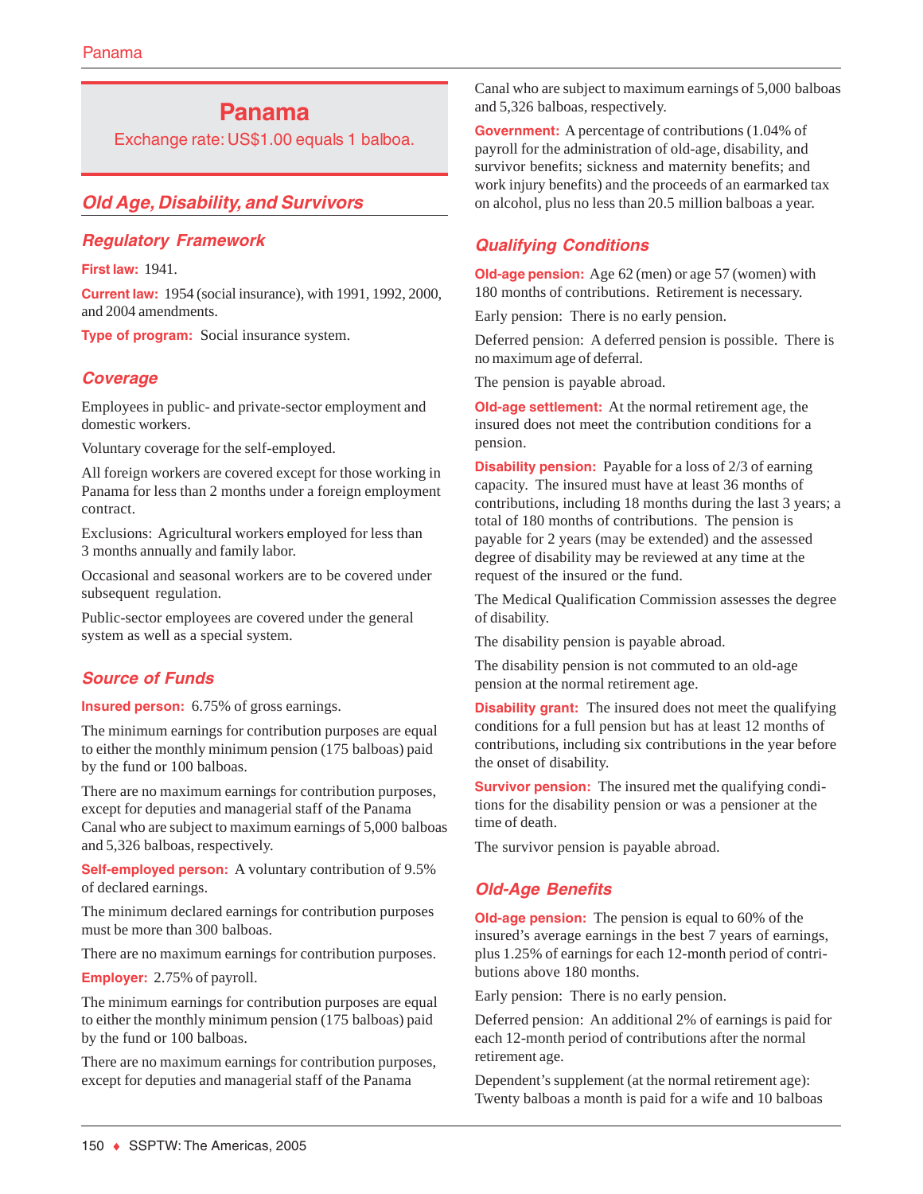# Panama

Exchange rate: US$1.00 equals 1 balboa.

## Old Age, Disability, and Survivors

### Regulatory Framework

**First law:** 1941.

**Current law:** 1954 (social insurance), with 1991, 1992, 2000, and 2004 amendments.

**Type of program:** Social insurance system.

### Coverage

Employees in public- and private-sector employment and domestic workers.

Voluntary coverage for the self-employed.

All foreign workers are covered except for those working in Panama for less than 2 months under a foreign employment contract.

Exclusions: Agricultural workers employed for less than 3 months annually and family labor.

Occasional and seasonal workers are to be covered under subsequent regulation.

Public-sector employees are covered under the general system as well as a special system.

### Source of Funds

**Insured person:** 6.75% of gross earnings.

The minimum earnings for contribution purposes are equal to either the monthly minimum pension (175 balboas) paid by the fund or 100 balboas.

There are no maximum earnings for contribution purposes, except for deputies and managerial staff of the Panama Canal who are subject to maximum earnings of 5,000 balboas and 5,326 balboas, respectively.

**Self-employed person:** A voluntary contribution of 9.5% of declared earnings.

The minimum declared earnings for contribution purposes must be more than 300 balboas.

There are no maximum earnings for contribution purposes.

**Employer:** 2.75% of payroll.

The minimum earnings for contribution purposes are equal to either the monthly minimum pension (175 balboas) paid by the fund or 100 balboas.

There are no maximum earnings for contribution purposes, except for deputies and managerial staff of the Panama Canal who are subject to maximum earnings of 5,000 balboas and 5,326 balboas, respectively.

**Government:** A percentage of contributions (1.04% of payroll for the administration of old-age, disability, and survivor benefits; sickness and maternity benefits; and work injury benefits) and the proceeds of an earmarked tax on alcohol, plus no less than 20.5 million balboas a year.

### Qualifying Conditions

**Old-age pension:** Age 62 (men) or age 57 (women) with 180 months of contributions. Retirement is necessary.

Early pension: There is no early pension.

Deferred pension: A deferred pension is possible. There is no maximum age of deferral.

The pension is payable abroad.

**Old-age settlement:** At the normal retirement age, the insured does not meet the contribution conditions for a pension.

**Disability pension:** Payable for a loss of 2/3 of earning capacity. The insured must have at least 36 months of contributions, including 18 months during the last 3 years; a total of 180 months of contributions. The pension is payable for 2 years (may be extended) and the assessed degree of disability may be reviewed at any time at the request of the insured or the fund.

The Medical Qualification Commission assesses the degree of disability.

The disability pension is payable abroad.

The disability pension is not commuted to an old-age pension at the normal retirement age.

**Disability grant:** The insured does not meet the qualifying conditions for a full pension but has at least 12 months of contributions, including six contributions in the year before the onset of disability.

**Survivor pension:** The insured met the qualifying conditions for the disability pension or was a pensioner at the time of death.

The survivor pension is payable abroad.

### Old-Age Benefits

**Old-age pension:** The pension is equal to 60% of the insured's average earnings in the best 7 years of earnings, plus 1.25% of earnings for each 12-month period of contributions above 180 months.

Early pension: There is no early pension.

Deferred pension: An additional 2% of earnings is paid for each 12-month period of contributions after the normal retirement age.

Dependent's supplement (at the normal retirement age): Twenty balboas a month is paid for a wife and 10 balboas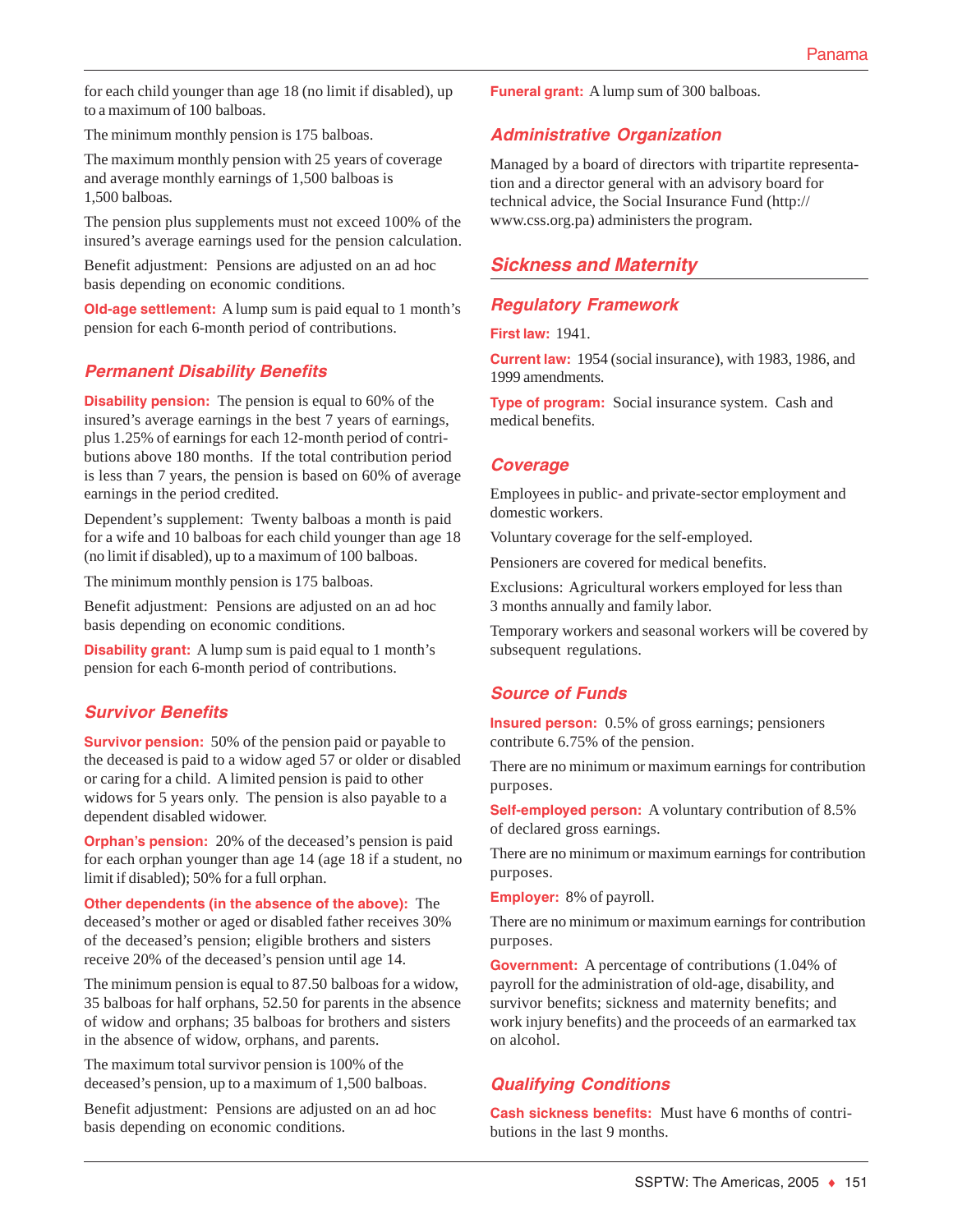for each child younger than age 18 (no limit if disabled), up to a maximum of 100 balboas.

The minimum monthly pension is 175 balboas.

The maximum monthly pension with 25 years of coverage and average monthly earnings of 1,500 balboas is 1,500 balboas.

The pension plus supplements must not exceed 100% of the insured's average earnings used for the pension calculation.

Benefit adjustment: Pensions are adjusted on an ad hoc basis depending on economic conditions.

**Old-age settlement:** A lump sum is paid equal to 1 month's pension for each 6-month period of contributions.

### Permanent Disability Benefits

**Disability pension:** The pension is equal to 60% of the insured's average earnings in the best 7 years of earnings, plus 1.25% of earnings for each 12-month period of contributions above 180 months. If the total contribution period is less than 7 years, the pension is based on 60% of average earnings in the period credited.

Dependent's supplement: Twenty balboas a month is paid for a wife and 10 balboas for each child younger than age 18 (no limit if disabled), up to a maximum of 100 balboas.

The minimum monthly pension is 175 balboas.

Benefit adjustment: Pensions are adjusted on an ad hoc basis depending on economic conditions.

**Disability grant:** A lump sum is paid equal to 1 month's pension for each 6-month period of contributions.

### Survivor Benefits

**Survivor pension:** 50% of the pension paid or payable to the deceased is paid to a widow aged 57 or older or disabled or caring for a child. A limited pension is paid to other widows for 5 years only. The pension is also payable to a dependent disabled widower.

**Orphan's pension:** 20% of the deceased's pension is paid for each orphan younger than age 14 (age 18 if a student, no limit if disabled); 50% for a full orphan.

**Other dependents (in the absence of the above):** The deceased's mother or aged or disabled father receives 30% of the deceased's pension; eligible brothers and sisters receive 20% of the deceased's pension until age 14.

The minimum pension is equal to 87.50 balboas for a widow, 35 balboas for half orphans, 52.50 for parents in the absence of widow and orphans; 35 balboas for brothers and sisters in the absence of widow, orphans, and parents.

The maximum total survivor pension is 100% of the deceased's pension, up to a maximum of 1,500 balboas.

Benefit adjustment: Pensions are adjusted on an ad hoc basis depending on economic conditions.

**Funeral grant:** A lump sum of 300 balboas.

### Administrative Organization

Managed by a board of directors with tripartite representation and a director general with an advisory board for technical advice, the Social Insurance Fund (http://www.css.org.pa) administers the program.

## Sickness and Maternity

### Regulatory Framework

**First law:** 1941.

**Current law:** 1954 (social insurance), with 1983, 1986, and 1999 amendments.

**Type of program:** Social insurance system. Cash and medical benefits.

### Coverage

Employees in public- and private-sector employment and domestic workers.

Voluntary coverage for the self-employed.

Pensioners are covered for medical benefits.

Exclusions: Agricultural workers employed for less than 3 months annually and family labor.

Temporary workers and seasonal workers will be covered by subsequent regulations.

### Source of Funds

**Insured person:** 0.5% of gross earnings; pensioners contribute 6.75% of the pension.

There are no minimum or maximum earnings for contribution purposes.

**Self-employed person:** A voluntary contribution of 8.5% of declared gross earnings.

There are no minimum or maximum earnings for contribution purposes.

**Employer:** 8% of payroll.

There are no minimum or maximum earnings for contribution purposes.

**Government:** A percentage of contributions (1.04% of payroll for the administration of old-age, disability, and survivor benefits; sickness and maternity benefits; and work injury benefits) and the proceeds of an earmarked tax on alcohol.

### Qualifying Conditions

**Cash sickness benefits:** Must have 6 months of contributions in the last 9 months.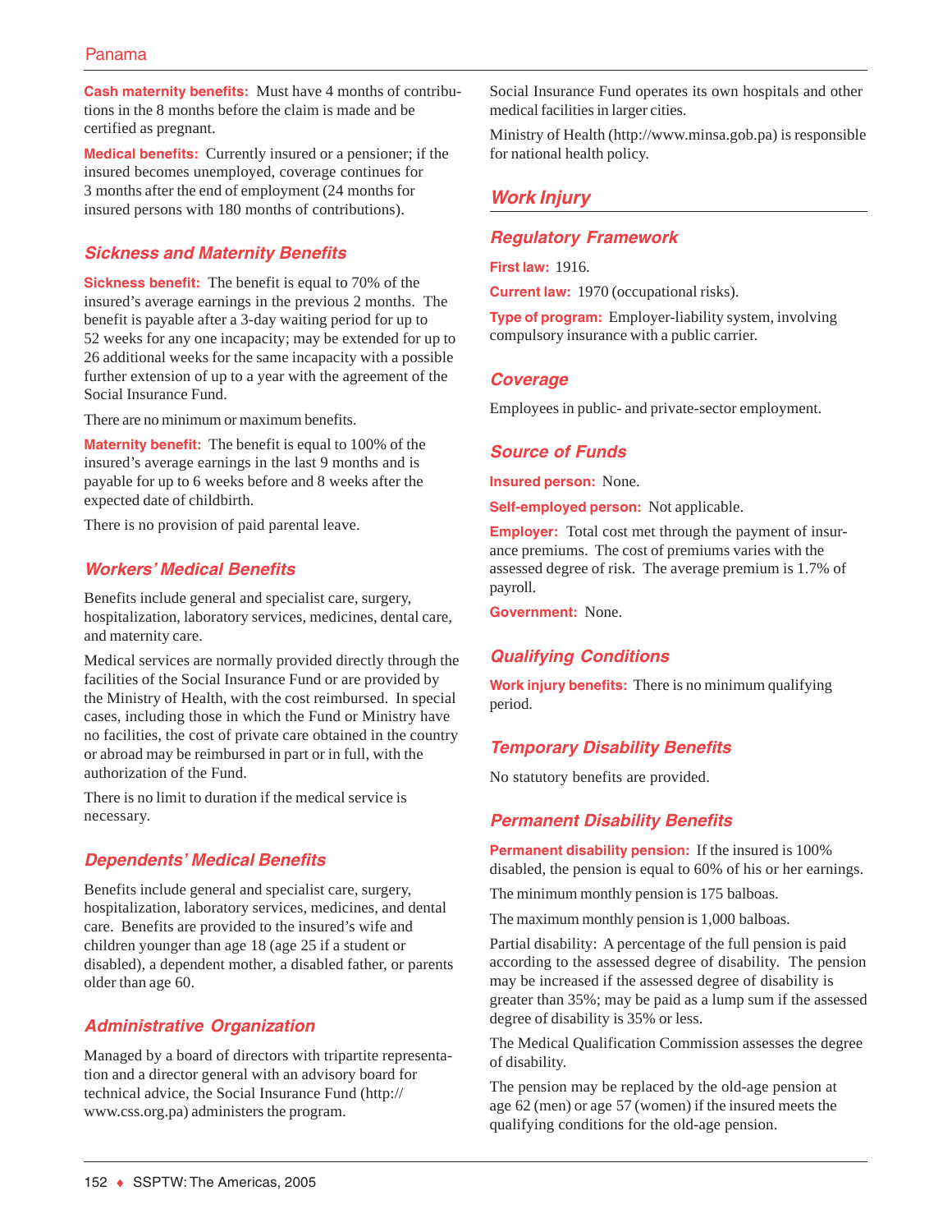**Cash maternity benefits:** Must have 4 months of contributions in the 8 months before the claim is made and be certified as pregnant.

**Medical benefits:** Currently insured or a pensioner; if the insured becomes unemployed, coverage continues for 3 months after the end of employment (24 months for insured persons with 180 months of contributions).

### *Sickness and Maternity Benefits*

**Sickness benefit:** The benefit is equal to 70% of the insured's average earnings in the previous 2 months. The benefit is payable after a 3-day waiting period for up to 52 weeks for any one incapacity; may be extended for up to 26 additional weeks for the same incapacity with a possible further extension of up to a year with the agreement of the Social Insurance Fund.

There are no minimum or maximum benefits.

**Maternity benefit:** The benefit is equal to 100% of the insured's average earnings in the last 9 months and is payable for up to 6 weeks before and 8 weeks after the expected date of childbirth.

There is no provision of paid parental leave.

### *Workers' Medical Benefits*

Benefits include general and specialist care, surgery, hospitalization, laboratory services, medicines, dental care, and maternity care.

Medical services are normally provided directly through the facilities of the Social Insurance Fund or are provided by the Ministry of Health, with the cost reimbursed. In special cases, including those in which the Fund or Ministry have no facilities, the cost of private care obtained in the country or abroad may be reimbursed in part or in full, with the authorization of the Fund.

There is no limit to duration if the medical service is necessary.

### *Dependents' Medical Benefits*

Benefits include general and specialist care, surgery, hospitalization, laboratory services, medicines, and dental care. Benefits are provided to the insured's wife and children younger than age 18 (age 25 if a student or disabled), a dependent mother, a disabled father, or parents older than age 60.

### *Administrative Organization*

Managed by a board of directors with tripartite representation and a director general with an advisory board for technical advice, the Social Insurance Fund (http://www.css.org.pa) administers the program.

Social Insurance Fund operates its own hospitals and other medical facilities in larger cities.

Ministry of Health (http://www.minsa.gob.pa) is responsible for national health policy.

## *Work Injury*

### *Regulatory Framework*

**First law:** 1916.

**Current law:** 1970 (occupational risks).

**Type of program:** Employer-liability system, involving compulsory insurance with a public carrier.

### *Coverage*

Employees in public- and private-sector employment.

### *Source of Funds*

**Insured person:** None.

**Self-employed person:** Not applicable.

**Employer:** Total cost met through the payment of insurance premiums. The cost of premiums varies with the assessed degree of risk. The average premium is 1.7% of payroll.

**Government:** None.

### *Qualifying Conditions*

**Work injury benefits:** There is no minimum qualifying period.

### *Temporary Disability Benefits*

No statutory benefits are provided.

### *Permanent Disability Benefits*

**Permanent disability pension:** If the insured is 100% disabled, the pension is equal to 60% of his or her earnings.

The minimum monthly pension is 175 balboas.

The maximum monthly pension is 1,000 balboas.

Partial disability: A percentage of the full pension is paid according to the assessed degree of disability. The pension may be increased if the assessed degree of disability is greater than 35%; may be paid as a lump sum if the assessed degree of disability is 35% or less.

The Medical Qualification Commission assesses the degree of disability.

The pension may be replaced by the old-age pension at age 62 (men) or age 57 (women) if the insured meets the qualifying conditions for the old-age pension.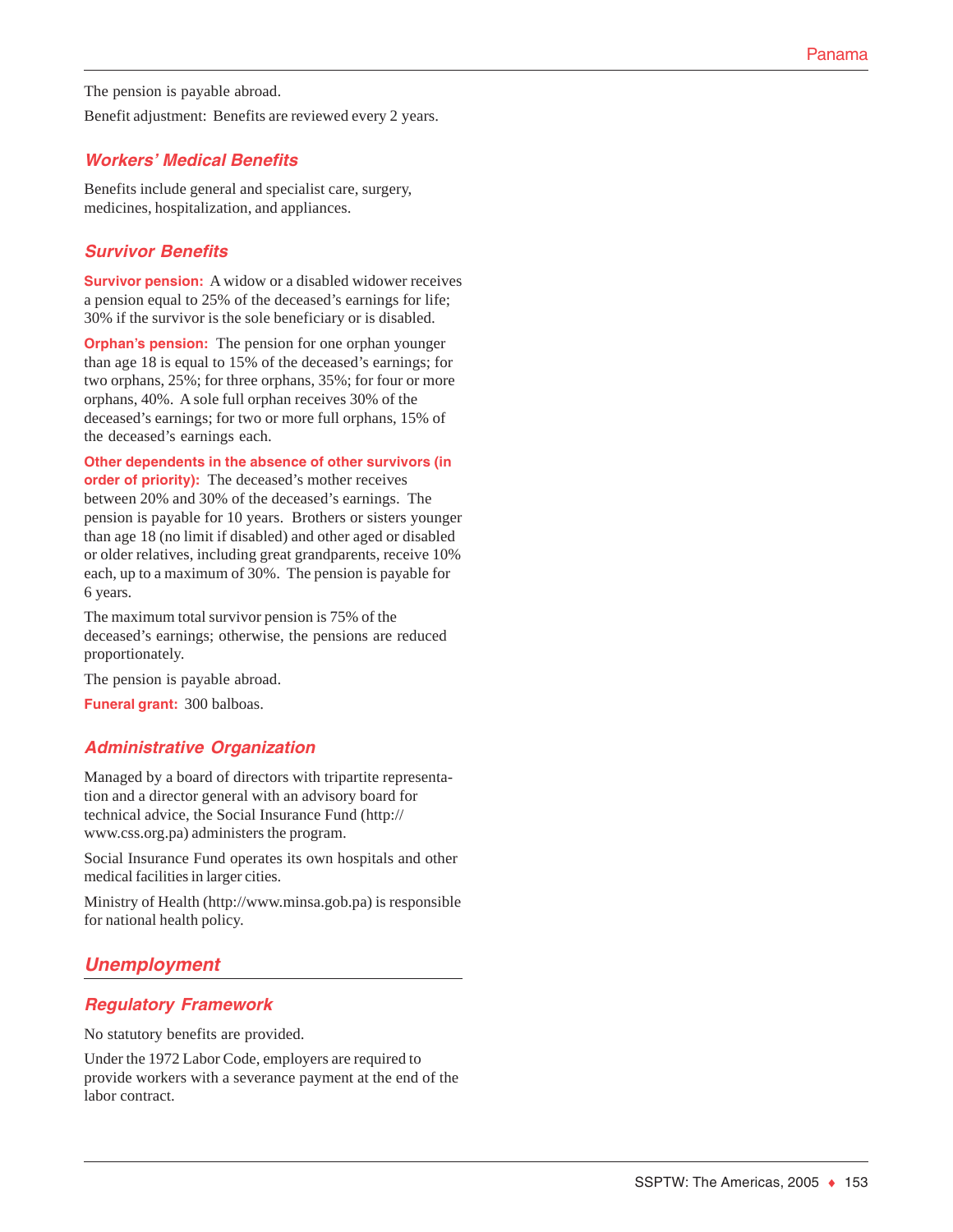The pension is payable abroad.

Benefit adjustment: Benefits are reviewed every 2 years.

### Workers' Medical Benefits

Benefits include general and specialist care, surgery, medicines, hospitalization, and appliances.

### Survivor Benefits

**Survivor pension:** A widow or a disabled widower receives a pension equal to 25% of the deceased's earnings for life; 30% if the survivor is the sole beneficiary or is disabled.

**Orphan's pension:** The pension for one orphan younger than age 18 is equal to 15% of the deceased's earnings; for two orphans, 25%; for three orphans, 35%; for four or more orphans, 40%. A sole full orphan receives 30% of the deceased's earnings; for two or more full orphans, 15% of the deceased's earnings each.

**Other dependents in the absence of other survivors (in order of priority):** The deceased's mother receives between 20% and 30% of the deceased's earnings. The pension is payable for 10 years. Brothers or sisters younger than age 18 (no limit if disabled) and other aged or disabled or older relatives, including great grandparents, receive 10% each, up to a maximum of 30%. The pension is payable for 6 years.

The maximum total survivor pension is 75% of the deceased's earnings; otherwise, the pensions are reduced proportionately.

The pension is payable abroad.

**Funeral grant:** 300 balboas.

### Administrative Organization

Managed by a board of directors with tripartite representation and a director general with an advisory board for technical advice, the Social Insurance Fund (http://www.css.org.pa) administers the program.

Social Insurance Fund operates its own hospitals and other medical facilities in larger cities.

Ministry of Health (http://www.minsa.gob.pa) is responsible for national health policy.

## Unemployment

### Regulatory Framework

No statutory benefits are provided.

Under the 1972 Labor Code, employers are required to provide workers with a severance payment at the end of the labor contract.